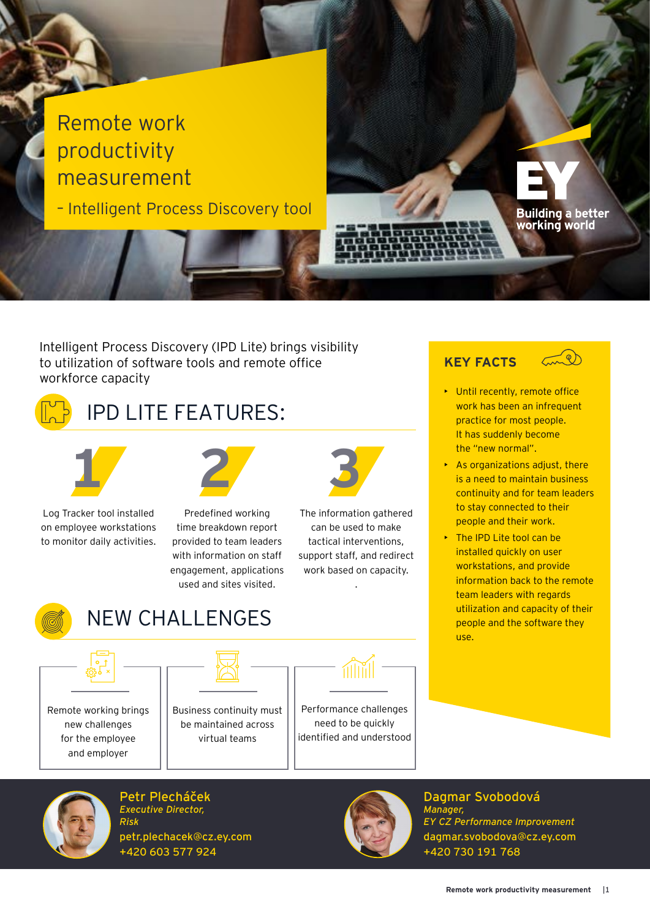# Remote work productivity measurement

## – Intelligent Process Discovery tool

EY Building a better working world

Intelligent Process Discovery (IPD Lite) brings visibility to utilization of software tools and remote office workforce capacity

## IPD LITE FEATURES:

**1**

Log Tracker tool installed on employee workstations to monitor daily activities.

**2**

Predefined working time breakdown report provided to team leaders with information on staff engagement, applications used and sites visited.

**3**

The information gathered can be used to make tactical interventions, support staff, and redirect work based on capacity.

## NEW CHALLENGES

Remote working brings new challenges for the employee and employer

Business continuity must be maintained across virtual teams

Performance challenges need to be quickly identified and understood

## KEY FACTS

- Until recently, remote office work has been an infrequent practice for most people. It has suddenly become the "new normal".
- As organizations adjust, there is a need to maintain business continuity and for team leaders to stay connected to their people and their work.
- The IPD Lite tool can be installed quickly on user workstations, and provide information back to the remote team leaders with regards utilization and capacity of their people and the software they use.

**Petr Plecháček**
*Executive Director, Risk*
petr.plechacek@cz.ey.com
+420 603 577 924

**Dagmar Svobodová**
*Manager, EY CZ Performance Improvement*
dagmar.svobodova@cz.ey.com
+420 730 191 768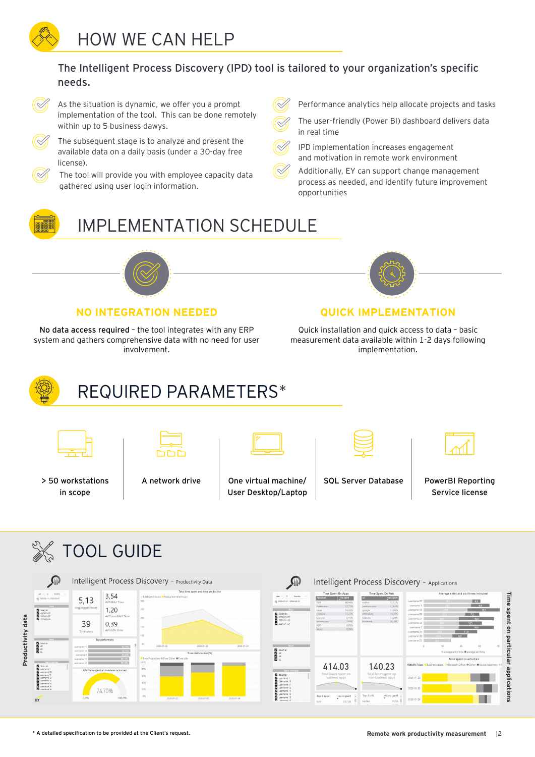# HOW WE CAN HELP

**The Intelligent Process Discovery (IPD) tool is tailored to your organization's specific needs.**

- As the situation is dynamic, we offer you a prompt implementation of the tool. This can be done remotely within up to 5 business dawys.
- The subsequent stage is to analyze and present the available data on a daily basis (under a 30-day free license).
- The tool will provide you with employee capacity data gathered using user login information.
- Performance analytics help allocate projects and tasks
- The user-friendly (Power BI) dashboard delivers data in real time
- IPD implementation increases engagement and motivation in remote work environment
- Additionally, EY can support change management process as needed, and identify future improvement opportunities

# IMPLEMENTATION SCHEDULE

## NO INTEGRATION NEEDED

**No data access required** – the tool integrates with any ERP system and gathers comprehensive data with no need for user involvement.

## QUICK IMPLEMENTATION

Quick installation and quick access to data – basic measurement data available within 1-2 days following implementation.

# REQUIRED PARAMETERS*

- > 50 workstations in scope
- A network drive
- One virtual machine/ User Desktop/Laptop
- SQL Server Database
- PowerBI Reporting Service license

# TOOL GUIDE

Productivity data

Intelligent Process Discovery – Productivity Data

Time spent on particular applications

Intelligent Process Discovery – Applications

* A detailed specification to be provided at the Client's request.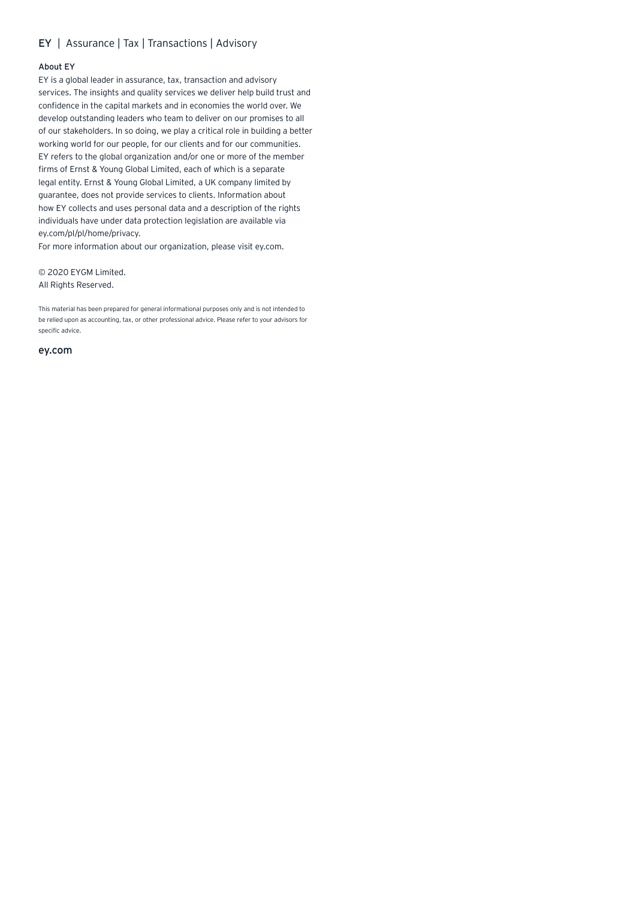**EY** | Assurance | Tax | Transactions | Advisory

**About EY**

EY is a global leader in assurance, tax, transaction and advisory services. The insights and quality services we deliver help build trust and confidence in the capital markets and in economies the world over. We develop outstanding leaders who team to deliver on our promises to all of our stakeholders. In so doing, we play a critical role in building a better working world for our people, for our clients and for our communities.
EY refers to the global organization and/or one or more of the member firms of Ernst & Young Global Limited, each of which is a separate legal entity. Ernst & Young Global Limited, a UK company limited by guarantee, does not provide services to clients. Information about how EY collects and uses personal data and a description of the rights individuals have under data protection legislation are available via ey.com/pl/pl/home/privacy.
For more information about our organization, please visit ey.com.

© 2020 EYGM Limited.
All Rights Reserved.

This material has been prepared for general informational purposes only and is not intended to be relied upon as accounting, tax, or other professional advice. Please refer to your advisors for specific advice.

**ey.com**